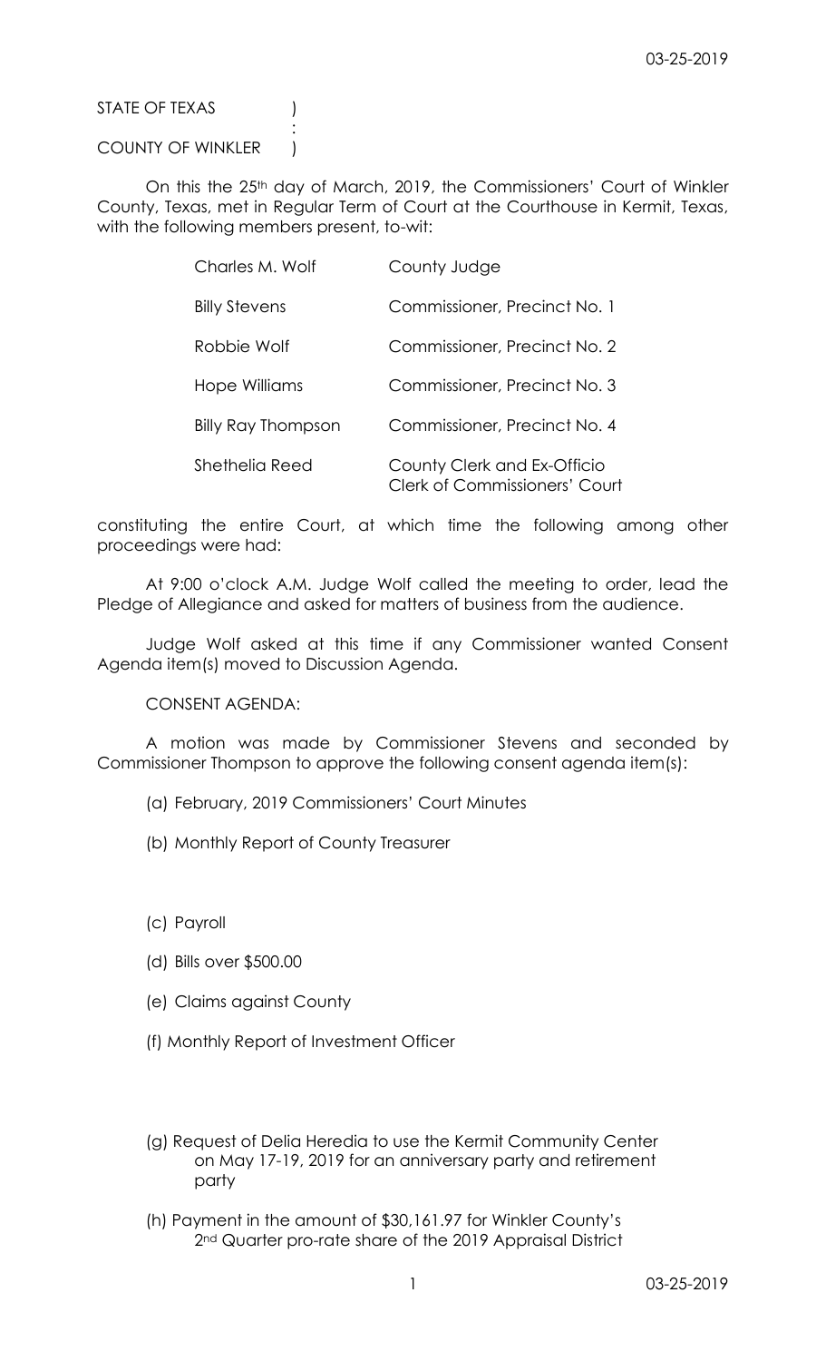STATE OF TEXAS )  
:  
COUNTY OF WINKLER )

On this the 25th day of March, 2019, the Commissioners' Court of Winkler County, Texas, met in Regular Term of Court at the Courthouse in Kermit, Texas, with the following members present, to-wit:

| | |
|---|---|
| Charles M. Wolf | County Judge |
| Billy Stevens | Commissioner, Precinct No. 1 |
| Robbie Wolf | Commissioner, Precinct No. 2 |
| Hope Williams | Commissioner, Precinct No. 3 |
| Billy Ray Thompson | Commissioner, Precinct No. 4 |
| Shethelia Reed | County Clerk and Ex-Officio Clerk of Commissioners' Court |

constituting the entire Court, at which time the following among other proceedings were had:

At 9:00 o'clock A.M. Judge Wolf called the meeting to order, lead the Pledge of Allegiance and asked for matters of business from the audience.

Judge Wolf asked at this time if any Commissioner wanted Consent Agenda item(s) moved to Discussion Agenda.

CONSENT AGENDA:

A motion was made by Commissioner Stevens and seconded by Commissioner Thompson to approve the following consent agenda item(s):

(a) February, 2019 Commissioners' Court Minutes

(b) Monthly Report of County Treasurer

(c) Payroll

(d) Bills over $500.00

(e) Claims against County

(f) Monthly Report of Investment Officer

(g) Request of Delia Heredia to use the Kermit Community Center on May 17-19, 2019 for an anniversary party and retirement party

(h) Payment in the amount of $30,161.97 for Winkler County's 2nd Quarter pro-rate share of the 2019 Appraisal District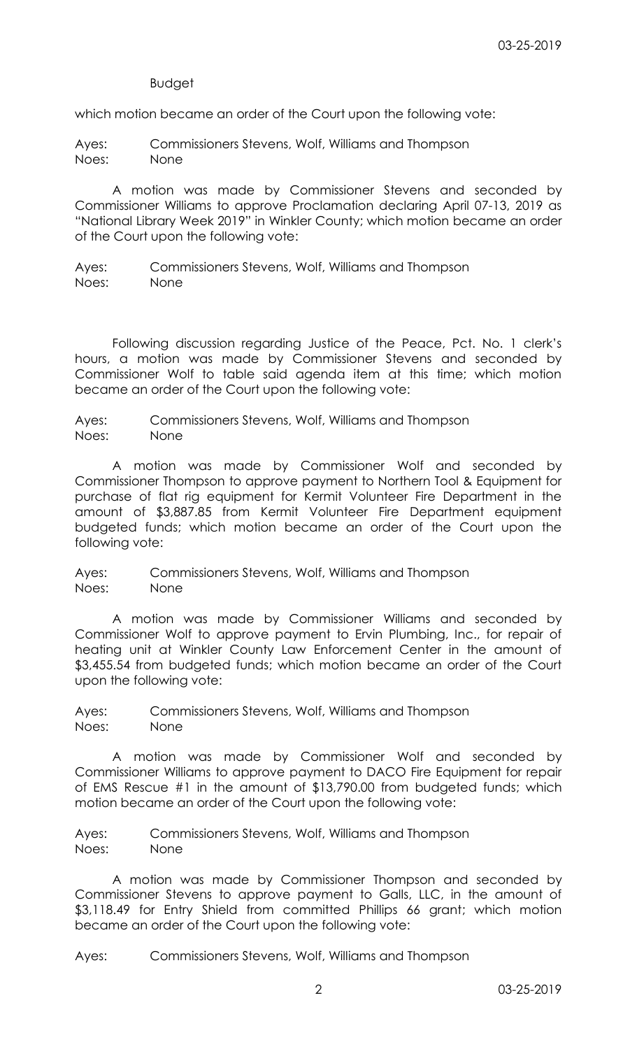Budget

which motion became an order of the Court upon the following vote:

Ayes: Commissioners Stevens, Wolf, Williams and Thompson
Noes: None

A motion was made by Commissioner Stevens and seconded by Commissioner Williams to approve Proclamation declaring April 07-13, 2019 as "National Library Week 2019" in Winkler County; which motion became an order of the Court upon the following vote:

Ayes: Commissioners Stevens, Wolf, Williams and Thompson
Noes: None

Following discussion regarding Justice of the Peace, Pct. No. 1 clerk's hours, a motion was made by Commissioner Stevens and seconded by Commissioner Wolf to table said agenda item at this time; which motion became an order of the Court upon the following vote:

Ayes: Commissioners Stevens, Wolf, Williams and Thompson
Noes: None

A motion was made by Commissioner Wolf and seconded by Commissioner Thompson to approve payment to Northern Tool & Equipment for purchase of flat rig equipment for Kermit Volunteer Fire Department in the amount of $3,887.85 from Kermit Volunteer Fire Department equipment budgeted funds; which motion became an order of the Court upon the following vote:

Ayes: Commissioners Stevens, Wolf, Williams and Thompson
Noes: None

A motion was made by Commissioner Williams and seconded by Commissioner Wolf to approve payment to Ervin Plumbing, Inc., for repair of heating unit at Winkler County Law Enforcement Center in the amount of $3,455.54 from budgeted funds; which motion became an order of the Court upon the following vote:

Ayes: Commissioners Stevens, Wolf, Williams and Thompson
Noes: None

A motion was made by Commissioner Wolf and seconded by Commissioner Williams to approve payment to DACO Fire Equipment for repair of EMS Rescue #1 in the amount of $13,790.00 from budgeted funds; which motion became an order of the Court upon the following vote:

Ayes: Commissioners Stevens, Wolf, Williams and Thompson
Noes: None

A motion was made by Commissioner Thompson and seconded by Commissioner Stevens to approve payment to Galls, LLC, in the amount of $3,118.49 for Entry Shield from committed Phillips 66 grant; which motion became an order of the Court upon the following vote:

Ayes: Commissioners Stevens, Wolf, Williams and Thompson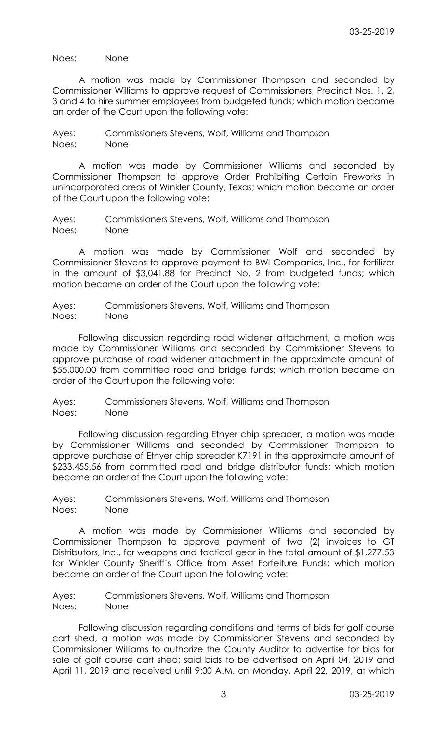Noes: None

A motion was made by Commissioner Thompson and seconded by Commissioner Williams to approve request of Commissioners, Precinct Nos. 1, 2, 3 and 4 to hire summer employees from budgeted funds; which motion became an order of the Court upon the following vote:

Ayes: Commissioners Stevens, Wolf, Williams and Thompson
Noes: None

A motion was made by Commissioner Williams and seconded by Commissioner Thompson to approve Order Prohibiting Certain Fireworks in unincorporated areas of Winkler County, Texas; which motion became an order of the Court upon the following vote:

Ayes: Commissioners Stevens, Wolf, Williams and Thompson
Noes: None

A motion was made by Commissioner Wolf and seconded by Commissioner Stevens to approve payment to BWI Companies, Inc., for fertilizer in the amount of $3,041.88 for Precinct No. 2 from budgeted funds; which motion became an order of the Court upon the following vote:

Ayes: Commissioners Stevens, Wolf, Williams and Thompson
Noes: None

Following discussion regarding road widener attachment, a motion was made by Commissioner Williams and seconded by Commissioner Stevens to approve purchase of road widener attachment in the approximate amount of $55,000.00 from committed road and bridge funds; which motion became an order of the Court upon the following vote:

Ayes: Commissioners Stevens, Wolf, Williams and Thompson
Noes: None

Following discussion regarding Etnyer chip spreader, a motion was made by Commissioner Williams and seconded by Commissioner Thompson to approve purchase of Etnyer chip spreader K7191 in the approximate amount of $233,455.56 from committed road and bridge distributor funds; which motion became an order of the Court upon the following vote:

Ayes: Commissioners Stevens, Wolf, Williams and Thompson
Noes: None

A motion was made by Commissioner Williams and seconded by Commissioner Thompson to approve payment of two (2) invoices to GT Distributors, Inc., for weapons and tactical gear in the total amount of $1,277.53 for Winkler County Sheriff's Office from Asset Forfeiture Funds; which motion became an order of the Court upon the following vote:

Ayes: Commissioners Stevens, Wolf, Williams and Thompson
Noes: None

Following discussion regarding conditions and terms of bids for golf course cart shed, a motion was made by Commissioner Stevens and seconded by Commissioner Williams to authorize the County Auditor to advertise for bids for sale of golf course cart shed; said bids to be advertised on April 04, 2019 and April 11, 2019 and received until 9:00 A.M. on Monday, April 22, 2019, at which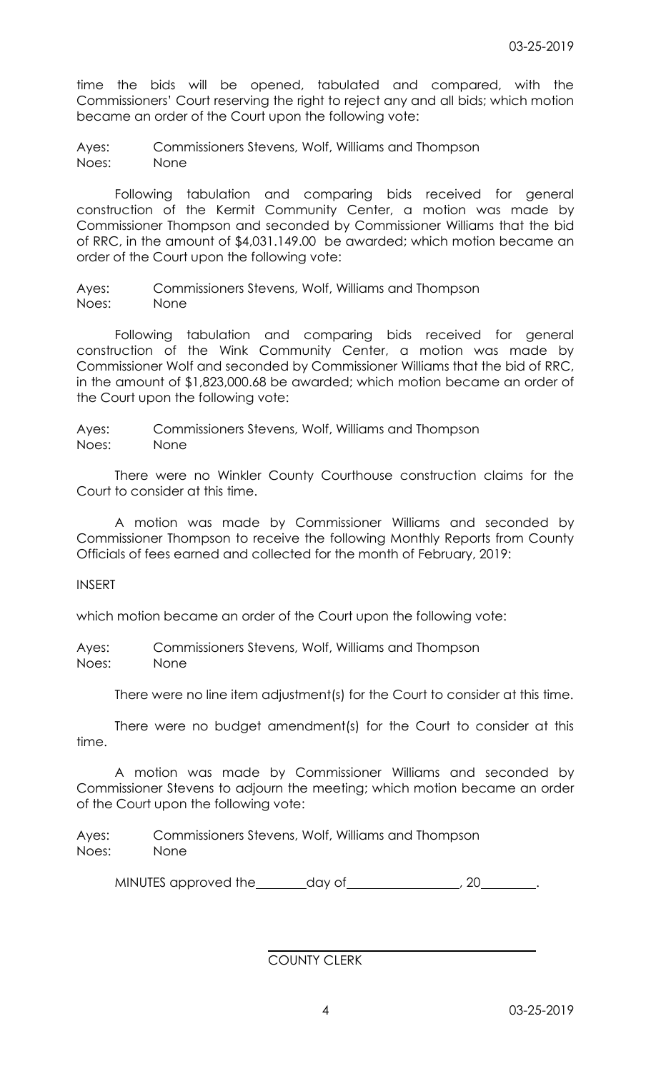time the bids will be opened, tabulated and compared, with the Commissioners' Court reserving the right to reject any and all bids; which motion became an order of the Court upon the following vote:

Ayes: Commissioners Stevens, Wolf, Williams and Thompson
Noes: None

Following tabulation and comparing bids received for general construction of the Kermit Community Center, a motion was made by Commissioner Thompson and seconded by Commissioner Williams that the bid of RRC, in the amount of $4,031.149.00 be awarded; which motion became an order of the Court upon the following vote:

Ayes: Commissioners Stevens, Wolf, Williams and Thompson
Noes: None

Following tabulation and comparing bids received for general construction of the Wink Community Center, a motion was made by Commissioner Wolf and seconded by Commissioner Williams that the bid of RRC, in the amount of $1,823,000.68 be awarded; which motion became an order of the Court upon the following vote:

Ayes: Commissioners Stevens, Wolf, Williams and Thompson
Noes: None

There were no Winkler County Courthouse construction claims for the Court to consider at this time.

A motion was made by Commissioner Williams and seconded by Commissioner Thompson to receive the following Monthly Reports from County Officials of fees earned and collected for the month of February, 2019:

INSERT

which motion became an order of the Court upon the following vote:

Ayes: Commissioners Stevens, Wolf, Williams and Thompson
Noes: None

There were no line item adjustment(s) for the Court to consider at this time.

There were no budget amendment(s) for the Court to consider at this time.

A motion was made by Commissioner Williams and seconded by Commissioner Stevens to adjourn the meeting; which motion became an order of the Court upon the following vote:

Ayes: Commissioners Stevens, Wolf, Williams and Thompson
Noes: None

MINUTES approved the ________ day of __________________, 20_________.

______________________________________
COUNTY CLERK